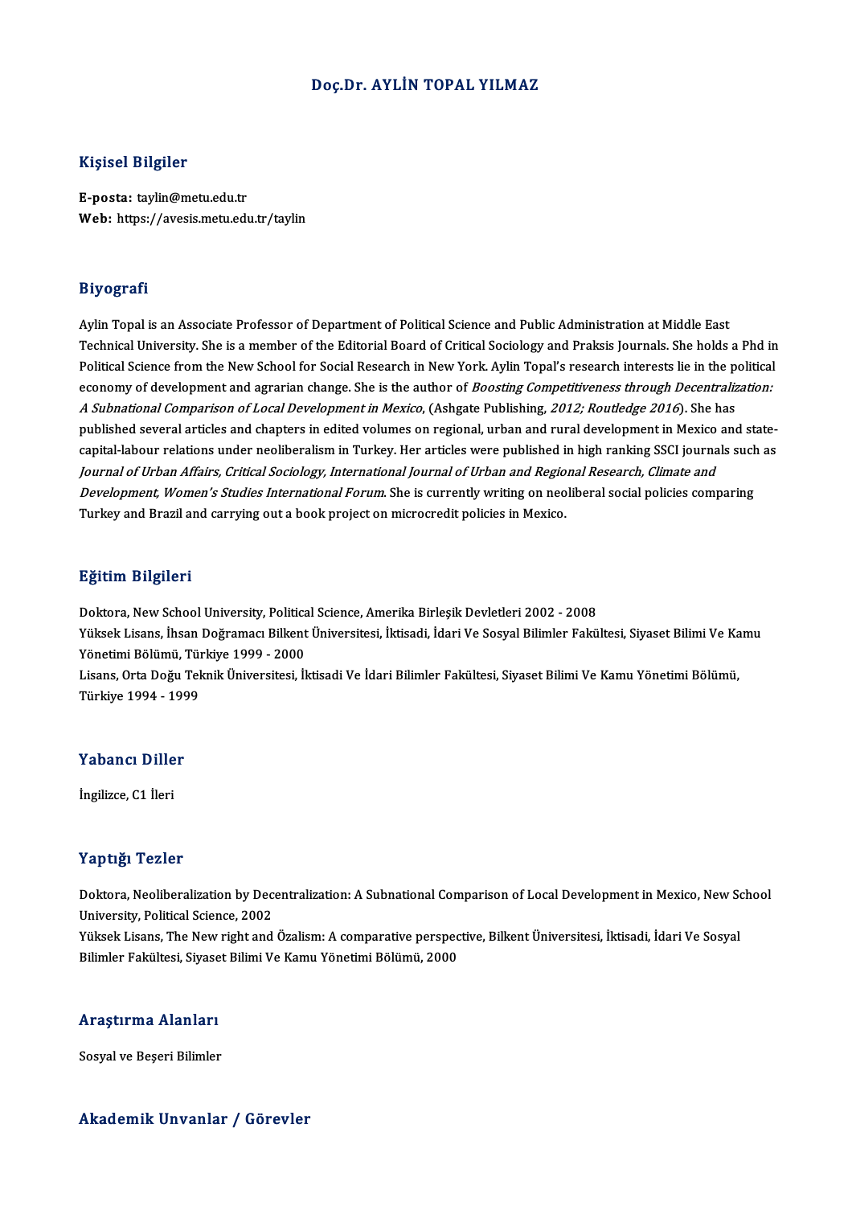# Doç.Dr. AYLİN TOPAL YILMAZ

## Kişisel Bilgiler

**E-posta:** taylin@metu.edu.tr
**Web:** https://avesis.metu.edu.tr/taylin

## Biyografi

Aylin Topal is an Associate Professor of Department of Political Science and Public Administration at Middle East Technical University. She is a member of the Editorial Board of Critical Sociology and Praksis Journals. She holds a Phd in Political Science from the New School for Social Research in New York. Aylin Topal's research interests lie in the political economy of development and agrarian change. She is the author of *Boosting Competitiveness through Decentralization: A Subnational Comparison of Local Development in Mexico*, (Ashgate Publishing, *2012; Routledge 2016*). She has published several articles and chapters in edited volumes on regional, urban and rural development in Mexico and state-capital-labour relations under neoliberalism in Turkey. Her articles were published in high ranking SSCI journals such as *Journal of Urban Affairs, Critical Sociology, International Journal of Urban and Regional Research, Climate and Development, Women's Studies International Forum*. She is currently writing on neoliberal social policies comparing Turkey and Brazil and carrying out a book project on microcredit policies in Mexico.

## Eğitim Bilgileri

Doktora, New School University, Political Science, Amerika Birleşik Devletleri 2002 - 2008
Yüksek Lisans, İhsan Doğramacı Bilkent Üniversitesi, İktisadi, İdari Ve Sosyal Bilimler Fakültesi, Siyaset Bilimi Ve Kamu Yönetimi Bölümü, Türkiye 1999 - 2000
Lisans, Orta Doğu Teknik Üniversitesi, İktisadi Ve İdari Bilimler Fakültesi, Siyaset Bilimi Ve Kamu Yönetimi Bölümü, Türkiye 1994 - 1999

## Yabancı Diller

İngilizce, C1 İleri

## Yaptığı Tezler

Doktora, Neoliberalization by Decentralization: A Subnational Comparison of Local Development in Mexico, New School University, Political Science, 2002
Yüksek Lisans, The New right and Özalism: A comparative perspective, Bilkent Üniversitesi, İktisadi, İdari Ve Sosyal Bilimler Fakültesi, Siyaset Bilimi Ve Kamu Yönetimi Bölümü, 2000

## Araştırma Alanları

Sosyal ve Beşeri Bilimler

## Akademik Unvanlar / Görevler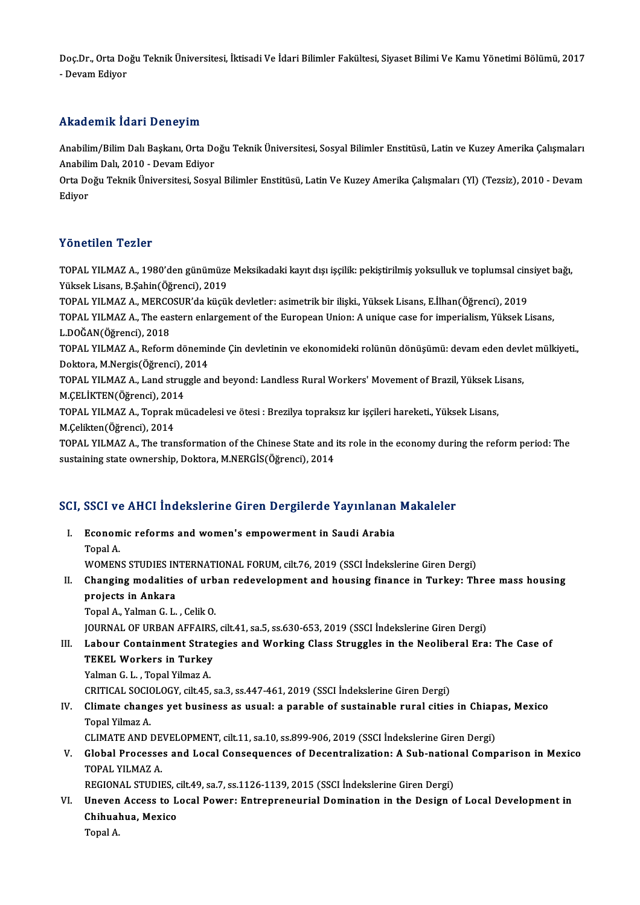Doç.Dr., Orta Doğu Teknik Üniversitesi, İktisadi Ve İdari Bilimler Fakültesi, Siyaset Bilimi Ve Kamu Yönetimi Bölümü, 2017 - Devam Ediyor

## Akademik İdari Deneyim

Anabilim/Bilim Dalı Başkanı, Orta Doğu Teknik Üniversitesi, Sosyal Bilimler Enstitüsü, Latin ve Kuzey Amerika Çalışmaları Anabilim Dalı, 2010 - Devam Ediyor

Orta Doğu Teknik Üniversitesi, Sosyal Bilimler Enstitüsü, Latin Ve Kuzey Amerika Çalışmaları (Yl) (Tezsiz), 2010 - Devam Ediyor

## Yönetilen Tezler

TOPAL YILMAZ A., 1980'den günümüze Meksikadaki kayıt dışı işçilik: pekiştirilmiş yoksulluk ve toplumsal cinsiyet bağı, Yüksek Lisans, B.Şahin(Öğrenci), 2019

TOPAL YILMAZ A., MERCOSUR'da küçük devletler: asimetrik bir ilişki., Yüksek Lisans, E.İlhan(Öğrenci), 2019

TOPAL YILMAZ A., The eastern enlargement of the European Union: A unique case for imperialism, Yüksek Lisans, L.DOĞAN(Öğrenci), 2018

TOPAL YILMAZ A., Reform döneminde Çin devletinin ve ekonomideki rolünün dönüşümü: devam eden devlet mülkiyeti., Doktora, M.Nergis(Öğrenci), 2014

TOPAL YILMAZ A., Land struggle and beyond: Landless Rural Workers' Movement of Brazil, Yüksek Lisans, M.ÇELİKTEN(Öğrenci), 2014

TOPAL YILMAZ A., Toprak mücadelesi ve ötesi : Brezilya topraksız kır işçileri hareketi., Yüksek Lisans, M.Çelikten(Öğrenci), 2014

TOPAL YILMAZ A., The transformation of the Chinese State and its role in the economy during the reform period: The sustaining state ownership, Doktora, M.NERGİS(Öğrenci), 2014

## SCI, SSCI ve AHCI İndekslerine Giren Dergilerde Yayınlanan Makaleler

I. **Economic reforms and women's empowerment in Saudi Arabia**
Topal A.
WOMENS STUDIES INTERNATIONAL FORUM, cilt.76, 2019 (SSCI İndekslerine Giren Dergi)

II. **Changing modalities of urban redevelopment and housing finance in Turkey: Three mass housing projects in Ankara**
Topal A., Yalman G. L. , Celik O.
JOURNAL OF URBAN AFFAIRS, cilt.41, sa.5, ss.630-653, 2019 (SSCI İndekslerine Giren Dergi)

III. **Labour Containment Strategies and Working Class Struggles in the Neoliberal Era: The Case of TEKEL Workers in Turkey**
Yalman G. L. , Topal Yilmaz A.
CRITICAL SOCIOLOGY, cilt.45, sa.3, ss.447-461, 2019 (SSCI İndekslerine Giren Dergi)

IV. **Climate changes yet business as usual: a parable of sustainable rural cities in Chiapas, Mexico**
Topal Yilmaz A.
CLIMATE AND DEVELOPMENT, cilt.11, sa.10, ss.899-906, 2019 (SSCI İndekslerine Giren Dergi)

V. **Global Processes and Local Consequences of Decentralization: A Sub-national Comparison in Mexico**
TOPAL YILMAZ A.
REGIONAL STUDIES, cilt.49, sa.7, ss.1126-1139, 2015 (SSCI İndekslerine Giren Dergi)

VI. **Uneven Access to Local Power: Entrepreneurial Domination in the Design of Local Development in Chihuahua, Mexico**
Topal A.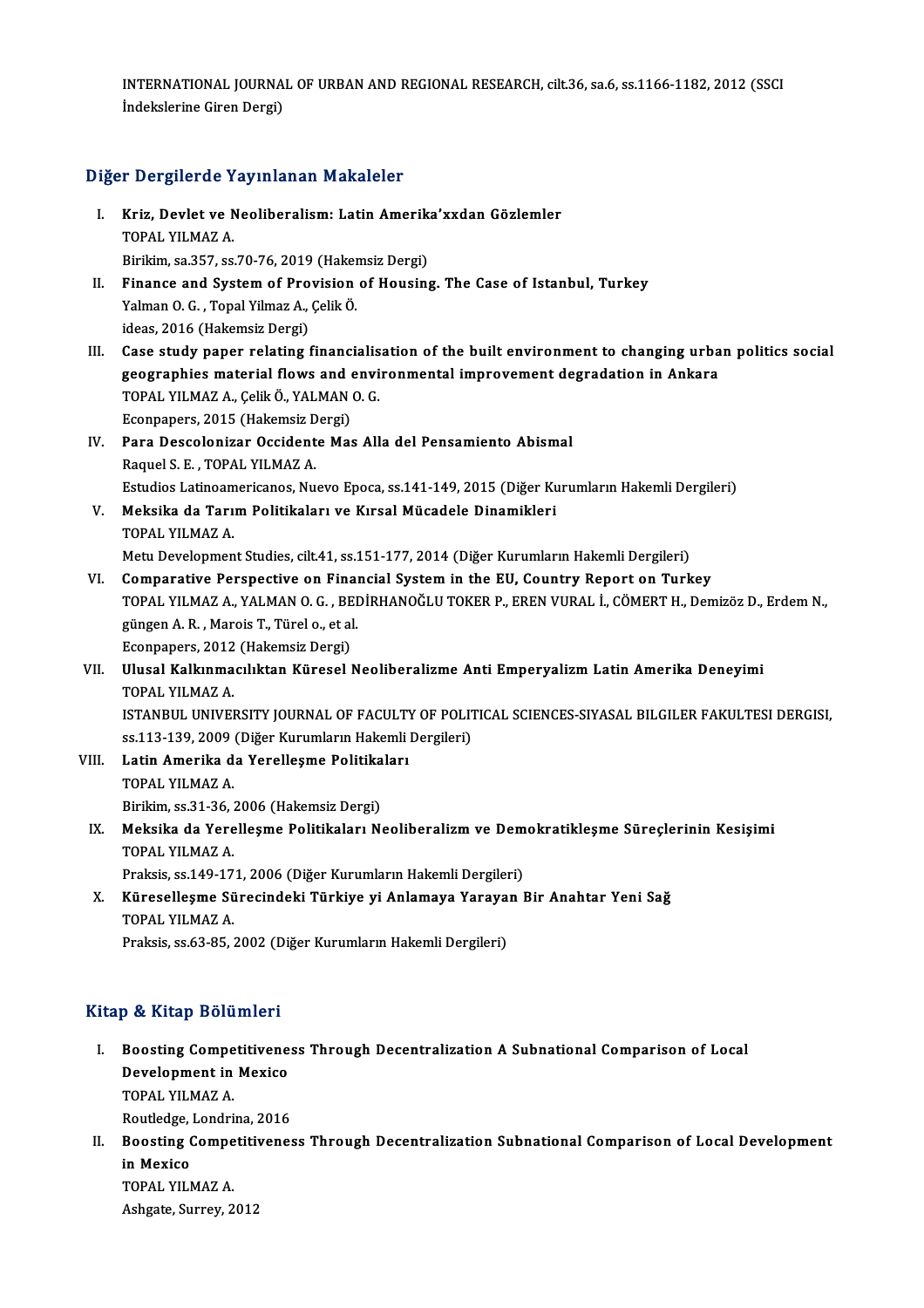INTERNATIONAL JOURNAL OF URBAN AND REGIONAL RESEARCH, cilt.36, sa.6, ss.1166-1182, 2012 (SSCI İndekslerine Giren Dergi)

## Diğer Dergilerde Yayınlanan Makaleler

I. **Kriz, Devlet ve Neoliberalism: Latin Amerika'xxdan Gözlemler**
   TOPAL YILMAZ A.
   Birikim, sa.357, ss.70-76, 2019 (Hakemsiz Dergi)

II. **Finance and System of Provision of Housing. The Case of Istanbul, Turkey**
   Yalman O. G. , Topal Yilmaz A., Çelik Ö.
   ideas, 2016 (Hakemsiz Dergi)

III. **Case study paper relating financialisation of the built environment to changing urban politics social geographies material flows and environmental improvement degradation in Ankara**
   TOPAL YILMAZ A., Çelik Ö., YALMAN O. G.
   Econpapers, 2015 (Hakemsiz Dergi)

IV. **Para Descolonizar Occidente Mas Alla del Pensamiento Abismal**
   Raquel S. E. , TOPAL YILMAZ A.
   Estudios Latinoamericanos, Nuevo Epoca, ss.141-149, 2015 (Diğer Kurumların Hakemli Dergileri)

V. **Meksika da Tarım Politikaları ve Kırsal Mücadele Dinamikleri**
   TOPAL YILMAZ A.
   Metu Development Studies, cilt.41, ss.151-177, 2014 (Diğer Kurumların Hakemli Dergileri)

VI. **Comparative Perspective on Financial System in the EU, Country Report on Turkey**
   TOPAL YILMAZ A., YALMAN O. G. , BEDİRHANOĞLU TOKER P., EREN VURAL İ., CÖMERT H., Demizöz D., Erdem N., güngen A. R. , Marois T., Türel o., et al.
   Econpapers, 2012 (Hakemsiz Dergi)

VII. **Ulusal Kalkınmacılıktan Küresel Neoliberalizme Anti Emperyalizm Latin Amerika Deneyimi**
   TOPAL YILMAZ A.
   ISTANBUL UNIVERSITY JOURNAL OF FACULTY OF POLITICAL SCIENCES-SIYASAL BILGILER FAKULTESI DERGISI, ss.113-139, 2009 (Diğer Kurumların Hakemli Dergileri)

VIII. **Latin Amerika da Yerelleşme Politikaları**
   TOPAL YILMAZ A.
   Birikim, ss.31-36, 2006 (Hakemsiz Dergi)

IX. **Meksika da Yerelleşme Politikaları Neoliberalizm ve Demokratikleşme Süreçlerinin Kesişimi**
   TOPAL YILMAZ A.
   Praksis, ss.149-171, 2006 (Diğer Kurumların Hakemli Dergileri)

X. **Küreselleşme Sürecindeki Türkiye yi Anlamaya Yarayan Bir Anahtar Yeni Sağ**
   TOPAL YILMAZ A.
   Praksis, ss.63-85, 2002 (Diğer Kurumların Hakemli Dergileri)

## Kitap & Kitap Bölümleri

I. **Boosting Competitiveness Through Decentralization A Subnational Comparison of Local Development in Mexico**
   TOPAL YILMAZ A.
   Routledge, Londrina, 2016

II. **Boosting Competitiveness Through Decentralization Subnational Comparison of Local Development in Mexico**
   TOPAL YILMAZ A.
   Ashgate, Surrey, 2012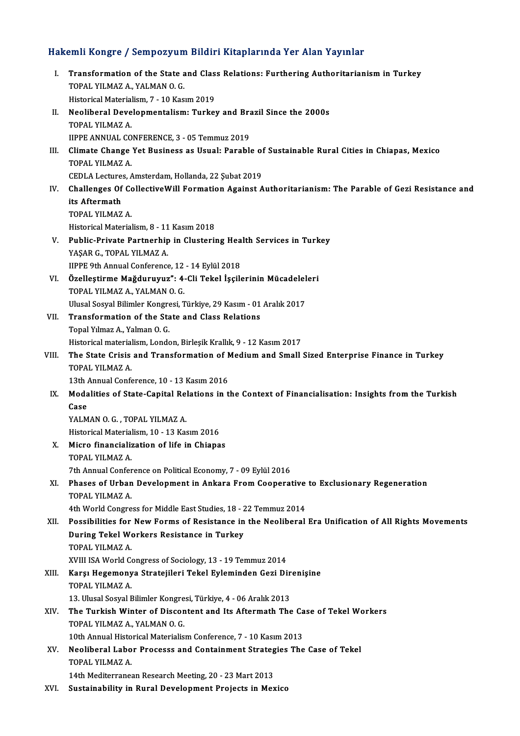## Hakemli Kongre / Sempozyum Bildiri Kitaplarında Yer Alan Yayınlar

I. **Transformation of the State and Class Relations: Furthering Authoritarianism in Turkey**
TOPAL YILMAZ A., YALMAN O. G.
Historical Materialism, 7 - 10 Kasım 2019

II. **Neoliberal Developmentalism: Turkey and Brazil Since the 2000s**
TOPAL YILMAZ A.
IIPPE ANNUAL CONFERENCE, 3 - 05 Temmuz 2019

III. **Climate Change Yet Business as Usual: Parable of Sustainable Rural Cities in Chiapas, Mexico**
TOPAL YILMAZ A.
CEDLA Lectures, Amsterdam, Hollanda, 22 Şubat 2019

IV. **Challenges Of CollectiveWill Formation Against Authoritarianism: The Parable of Gezi Resistance and its Aftermath**
TOPAL YILMAZ A.
Historical Materialism, 8 - 11 Kasım 2018

V. **Public-Private Partnerhip in Clustering Health Services in Turkey**
YAŞAR G., TOPAL YILMAZ A.
IIPPE 9th Annual Conference, 12 - 14 Eylül 2018

VI. **Özelleştirme Mağduruyuz": 4-Cli Tekel İşçilerinin Mücadeleleri**
TOPAL YILMAZ A., YALMAN O. G.
Ulusal Sosyal Bilimler Kongresi, Türkiye, 29 Kasım - 01 Aralık 2017

VII. **Transformation of the State and Class Relations**
Topal Yılmaz A., Yalman O. G.
Historical materialism, London, Birleşik Krallık, 9 - 12 Kasım 2017

VIII. **The State Crisis and Transformation of Medium and Small Sized Enterprise Finance in Turkey**
TOPAL YILMAZ A.
13th Annual Conference, 10 - 13 Kasım 2016

IX. **Modalities of State-Capital Relations in the Context of Financialisation: Insights from the Turkish Case**
YALMAN O. G. , TOPAL YILMAZ A.
Historical Materialism, 10 - 13 Kasım 2016

X. **Micro financialization of life in Chiapas**
TOPAL YILMAZ A.
7th Annual Conference on Political Economy, 7 - 09 Eylül 2016

XI. **Phases of Urban Development in Ankara From Cooperative to Exclusionary Regeneration**
TOPAL YILMAZ A.
4th World Congress for Middle East Studies, 18 - 22 Temmuz 2014

XII. **Possibilities for New Forms of Resistance in the Neoliberal Era Unification of All Rights Movements During Tekel Workers Resistance in Turkey**
TOPAL YILMAZ A.
XVIII ISA World Congress of Sociology, 13 - 19 Temmuz 2014

XIII. **Karşı Hegemonya Stratejileri Tekel Eyleminden Gezi Direnişine**
TOPAL YILMAZ A.
13. Ulusal Sosyal Bilimler Kongresi, Türkiye, 4 - 06 Aralık 2013

XIV. **The Turkish Winter of Discontent and Its Aftermath The Case of Tekel Workers**
TOPAL YILMAZ A., YALMAN O. G.
10th Annual Historical Materialism Conference, 7 - 10 Kasım 2013

XV. **Neoliberal Labor Processs and Containment Strategies The Case of Tekel**
TOPAL YILMAZ A.
14th Mediterranean Research Meeting, 20 - 23 Mart 2013

XVI. **Sustainability in Rural Development Projects in Mexico**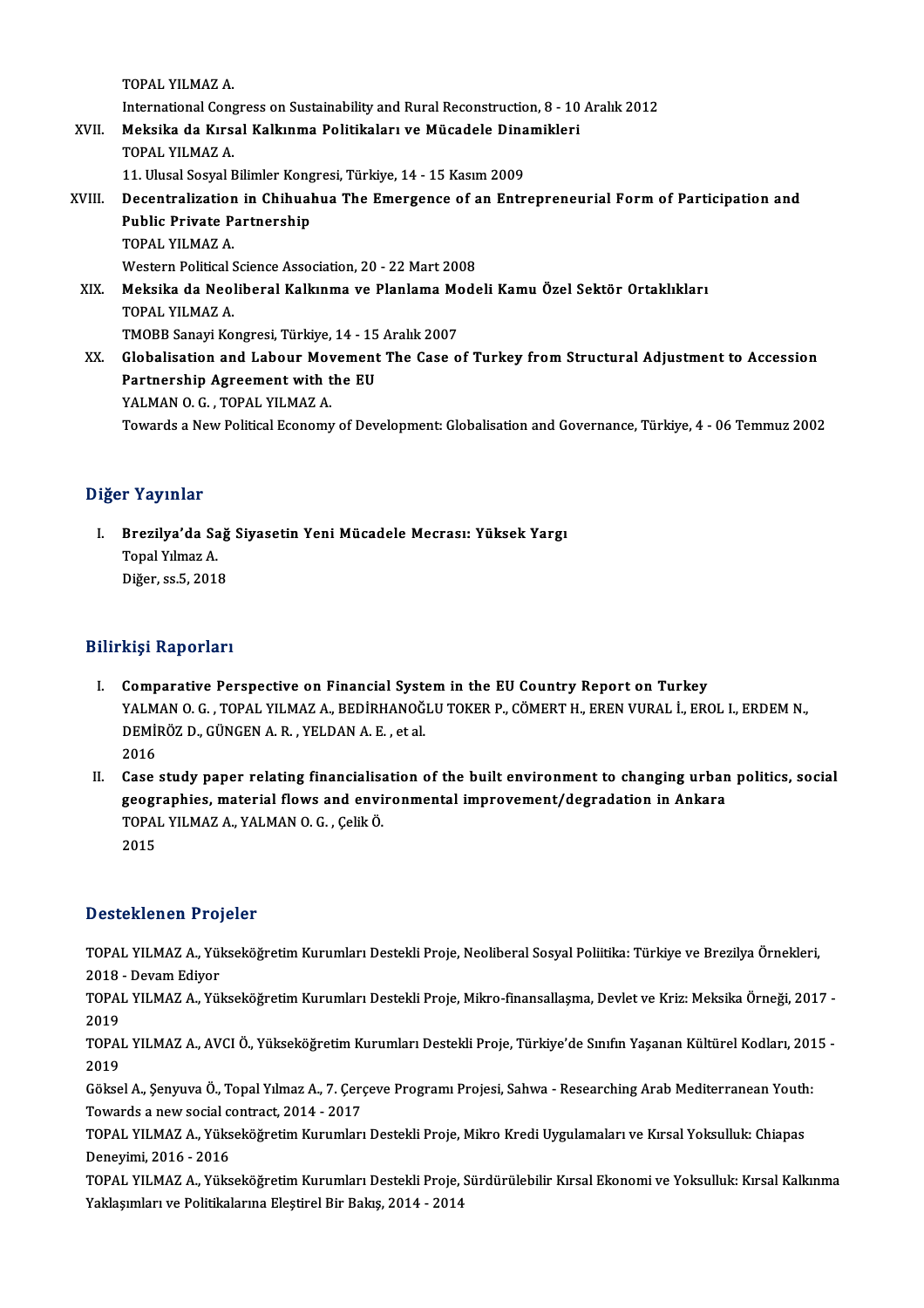TOPAL YILMAZ A.

International Congress on Sustainability and Rural Reconstruction, 8 - 10 Aralık 2012

XVII. **Meksika da Kırsal Kalkınma Politikaları ve Mücadele Dinamikleri**
TOPAL YILMAZ A.
11. Ulusal Sosyal Bilimler Kongresi, Türkiye, 14 - 15 Kasım 2009

XVIII. **Decentralization in Chihuahua The Emergence of an Entrepreneurial Form of Participation and Public Private Partnership**
TOPAL YILMAZ A.
Western Political Science Association, 20 - 22 Mart 2008

XIX. **Meksika da Neoliberal Kalkınma ve Planlama Modeli Kamu Özel Sektör Ortaklıkları**
TOPAL YILMAZ A.
TMOBB Sanayi Kongresi, Türkiye, 14 - 15 Aralık 2007

XX. **Globalisation and Labour Movement The Case of Turkey from Structural Adjustment to Accession Partnership Agreement with the EU**
YALMAN O. G. , TOPAL YILMAZ A.
Towards a New Political Economy of Development: Globalisation and Governance, Türkiye, 4 - 06 Temmuz 2002

## Diğer Yayınlar

I. **Brezilya'da Sağ Siyasetin Yeni Mücadele Mecrası: Yüksek Yargı**
Topal Yılmaz A.
Diğer, ss.5, 2018

## Bilirkişi Raporları

I. **Comparative Perspective on Financial System in the EU Country Report on Turkey**
YALMAN O. G. , TOPAL YILMAZ A., BEDİRHANOĞLU TOKER P., CÖMERT H., EREN VURAL İ., EROL I., ERDEM N., DEMİRÖZ D., GÜNGEN A. R. , YELDAN A. E. , et al.
2016

II. **Case study paper relating financialisation of the built environment to changing urban politics, social geographies, material flows and environmental improvement/degradation in Ankara**
TOPAL YILMAZ A., YALMAN O. G. , Çelik Ö.
2015

## Desteklenen Projeler

TOPAL YILMAZ A., Yükseköğretim Kurumları Destekli Proje, Neoliberal Sosyal Poliitika: Türkiye ve Brezilya Örnekleri, 2018 - Devam Ediyor

TOPAL YILMAZ A., Yükseköğretim Kurumları Destekli Proje, Mikro-finansallaşma, Devlet ve Kriz: Meksika Örneği, 2017 - 2019

TOPAL YILMAZ A., AVCI Ö., Yükseköğretim Kurumları Destekli Proje, Türkiye'de Sınıfın Yaşanan Kültürel Kodları, 2015 - 2019

Göksel A., Şenyuva Ö., Topal Yılmaz A., 7. Çerçeve Programı Projesi, Sahwa - Researching Arab Mediterranean Youth: Towards a new social contract, 2014 - 2017

TOPAL YILMAZ A., Yükseköğretim Kurumları Destekli Proje, Mikro Kredi Uygulamaları ve Kırsal Yoksulluk: Chiapas Deneyimi, 2016 - 2016

TOPAL YILMAZ A., Yükseköğretim Kurumları Destekli Proje, Sürdürülebilir Kırsal Ekonomi ve Yoksulluk: Kırsal Kalkınma Yaklaşımları ve Politikalarına Eleştirel Bir Bakış, 2014 - 2014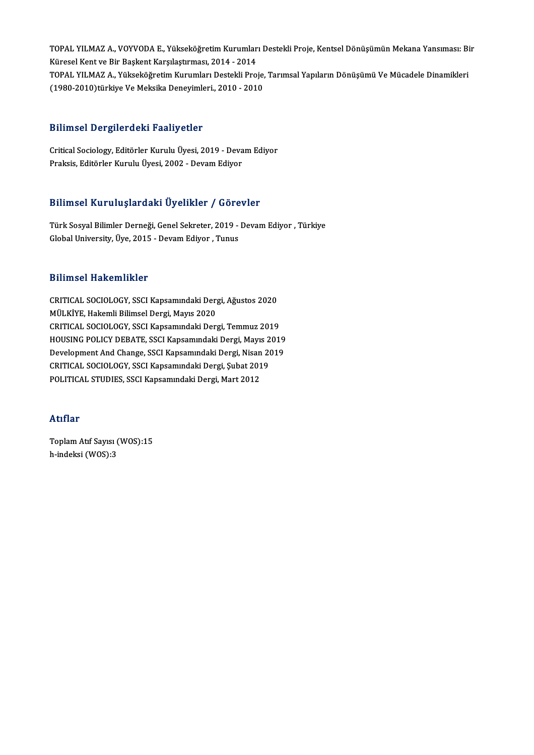TOPAL YILMAZ A., VOYVODA E., Yükseköğretim Kurumları Destekli Proje, Kentsel Dönüşümün Mekana Yansıması: Bir Küresel Kent ve Bir Başkent Karşılaştırması, 2014 - 2014

TOPAL YILMAZ A., Yükseköğretim Kurumları Destekli Proje, Tarımsal Yapıların Dönüşümü Ve Mücadele Dinamikleri (1980-2010)türkiye Ve Meksika Deneyimleri., 2010 - 2010

## Bilimsel Dergilerdeki Faaliyetler

Critical Sociology, Editörler Kurulu Üyesi, 2019 - Devam Ediyor
Praksis, Editörler Kurulu Üyesi, 2002 - Devam Ediyor

## Bilimsel Kuruluşlardaki Üyelikler / Görevler

Türk Sosyal Bilimler Derneği, Genel Sekreter, 2019 - Devam Ediyor , Türkiye
Global University, Üye, 2015 - Devam Ediyor , Tunus

## Bilimsel Hakemlikler

CRITICAL SOCIOLOGY, SSCI Kapsamındaki Dergi, Ağustos 2020
MÜLKİYE, Hakemli Bilimsel Dergi, Mayıs 2020
CRITICAL SOCIOLOGY, SSCI Kapsamındaki Dergi, Temmuz 2019
HOUSING POLICY DEBATE, SSCI Kapsamındaki Dergi, Mayıs 2019
Development And Change, SSCI Kapsamındaki Dergi, Nisan 2019
CRITICAL SOCIOLOGY, SSCI Kapsamındaki Dergi, Şubat 2019
POLITICAL STUDIES, SSCI Kapsamındaki Dergi, Mart 2012

## Atıflar

Toplam Atıf Sayısı (WOS):15
h-indeksi (WOS):3